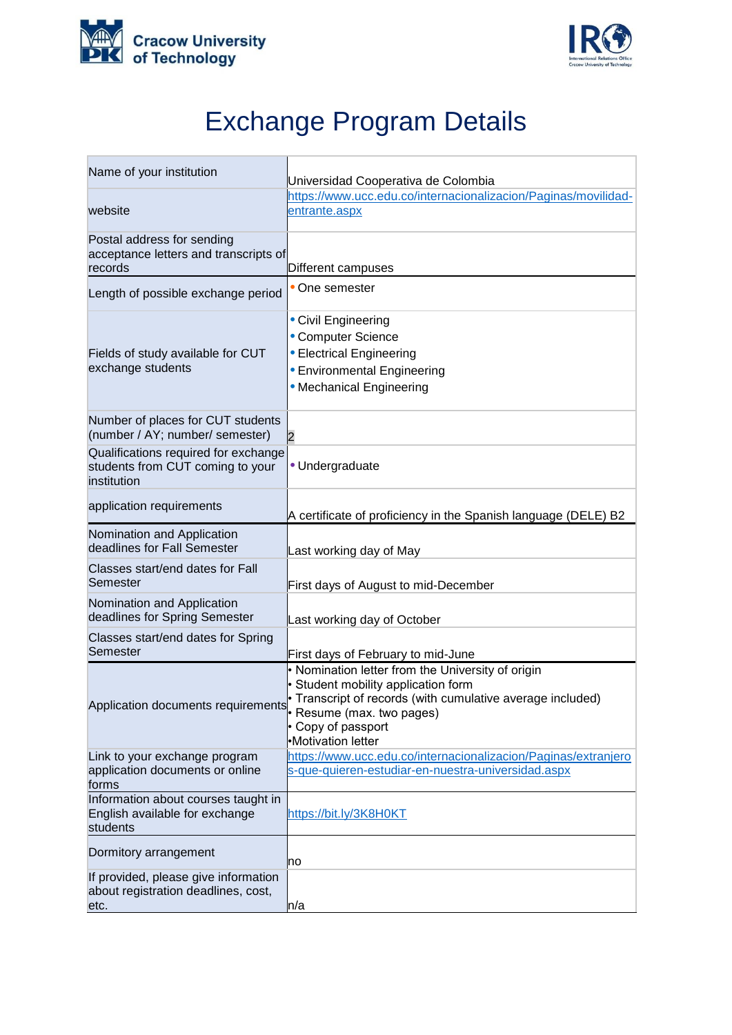Cracow University of Technology

# Exchange Program Details

| | |
|---|---|
| Name of your institution | Universidad Cooperativa de Colombia |
| website | https://www.ucc.edu.co/internacionalizacion/Paginas/movilidad-entrante.aspx |
| Postal address for sending acceptance letters and transcripts of records | Different campuses |
| Length of possible exchange period | • One semester |
| Fields of study available for CUT exchange students | • Civil Engineering<br>• Computer Science<br>• Electrical Engineering<br>• Environmental Engineering<br>• Mechanical Engineering |
| Number of places for CUT students (number / AY; number/ semester) | 2 |
| Qualifications required for exchange students from CUT coming to your institution | • Undergraduate |
| application requirements | A certificate of proficiency in the Spanish language (DELE) B2 |
| Nomination and Application deadlines for Fall Semester | Last working day of May |
| Classes start/end dates for Fall Semester | First days of August to mid-December |
| Nomination and Application deadlines for Spring Semester | Last working day of October |
| Classes start/end dates for Spring Semester | First days of February to mid-June |
| Application documents requirements | • Nomination letter from the University of origin<br>• Student mobility application form<br>• Transcript of records (with cumulative average included)<br>• Resume (max. two pages)<br>• Copy of passport<br>•Motivation letter |
| Link to your exchange program application documents or online forms | https://www.ucc.edu.co/internacionalizacion/Paginas/extranjeros-que-quieren-estudiar-en-nuestra-universidad.aspx |
| Information about courses taught in English available for exchange students | https://bit.ly/3K8H0KT |
| Dormitory arrangement | no |
| If provided, please give information about registration deadlines, cost, etc. | n/a |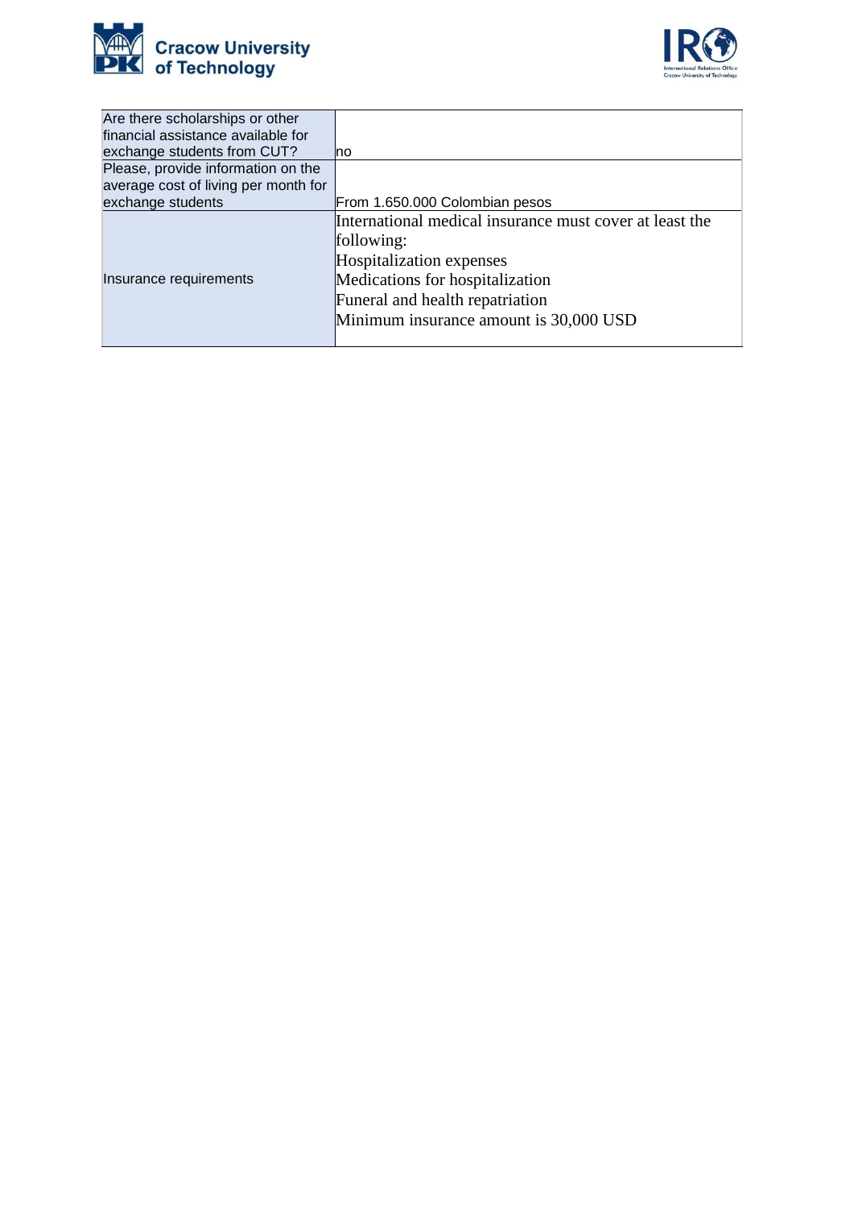| | |
|---|---|
| Are there scholarships or other financial assistance available for exchange students from CUT? | no |
| Please, provide information on the average cost of living per month for exchange students | From 1.650.000 Colombian pesos |
| Insurance requirements | International medical insurance must cover at least the following:<br>Hospitalization expenses<br>Medications for hospitalization<br>Funeral and health repatriation<br>Minimum insurance amount is 30,000 USD |